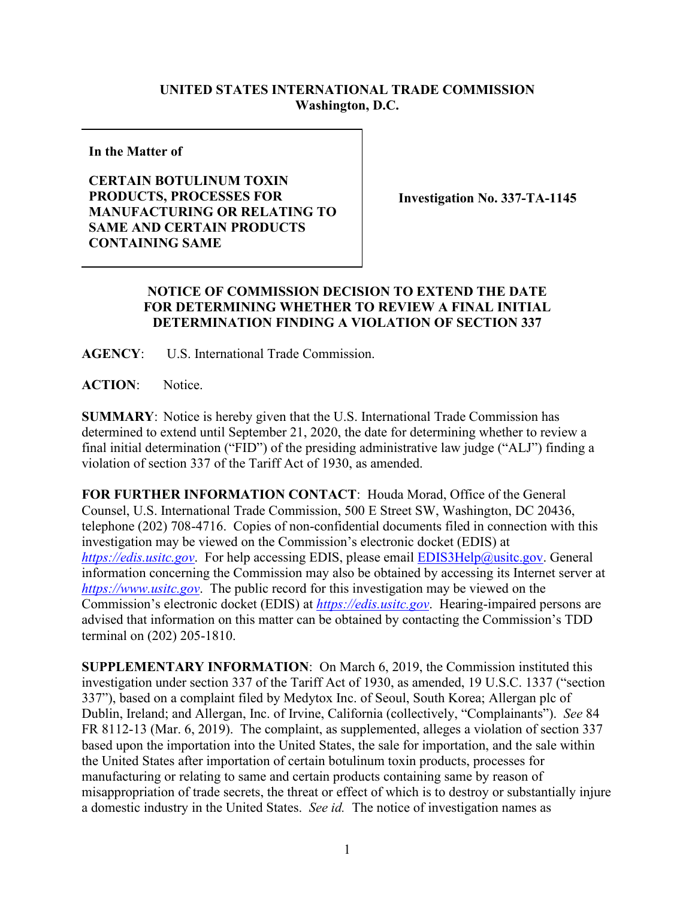**UNITED STATES INTERNATIONAL TRADE COMMISSION**
**Washington, D.C.**

| **In the Matter of**<br><br>**CERTAIN BOTULINUM TOXIN PRODUCTS, PROCESSES FOR MANUFACTURING OR RELATING TO SAME AND CERTAIN PRODUCTS CONTAINING SAME** | **Investigation No. 337-TA-1145** |
|---|---|

**NOTICE OF COMMISSION DECISION TO EXTEND THE DATE FOR DETERMINING WHETHER TO REVIEW A FINAL INITIAL DETERMINATION FINDING A VIOLATION OF SECTION 337**

**AGENCY**: U.S. International Trade Commission.

**ACTION**: Notice.

**SUMMARY**: Notice is hereby given that the U.S. International Trade Commission has determined to extend until September 21, 2020, the date for determining whether to review a final initial determination ("FID") of the presiding administrative law judge ("ALJ") finding a violation of section 337 of the Tariff Act of 1930, as amended.

**FOR FURTHER INFORMATION CONTACT**: Houda Morad, Office of the General Counsel, U.S. International Trade Commission, 500 E Street SW, Washington, DC 20436, telephone (202) 708-4716. Copies of non-confidential documents filed in connection with this investigation may be viewed on the Commission's electronic docket (EDIS) at *https://edis.usitc.gov*. For help accessing EDIS, please email EDIS3Help@usitc.gov. General information concerning the Commission may also be obtained by accessing its Internet server at *https://www.usitc.gov*. The public record for this investigation may be viewed on the Commission's electronic docket (EDIS) at *https://edis.usitc.gov*. Hearing-impaired persons are advised that information on this matter can be obtained by contacting the Commission's TDD terminal on (202) 205-1810.

**SUPPLEMENTARY INFORMATION**: On March 6, 2019, the Commission instituted this investigation under section 337 of the Tariff Act of 1930, as amended, 19 U.S.C. 1337 ("section 337"), based on a complaint filed by Medytox Inc. of Seoul, South Korea; Allergan plc of Dublin, Ireland; and Allergan, Inc. of Irvine, California (collectively, "Complainants"). *See* 84 FR 8112-13 (Mar. 6, 2019). The complaint, as supplemented, alleges a violation of section 337 based upon the importation into the United States, the sale for importation, and the sale within the United States after importation of certain botulinum toxin products, processes for manufacturing or relating to same and certain products containing same by reason of misappropriation of trade secrets, the threat or effect of which is to destroy or substantially injure a domestic industry in the United States. *See id.* The notice of investigation names as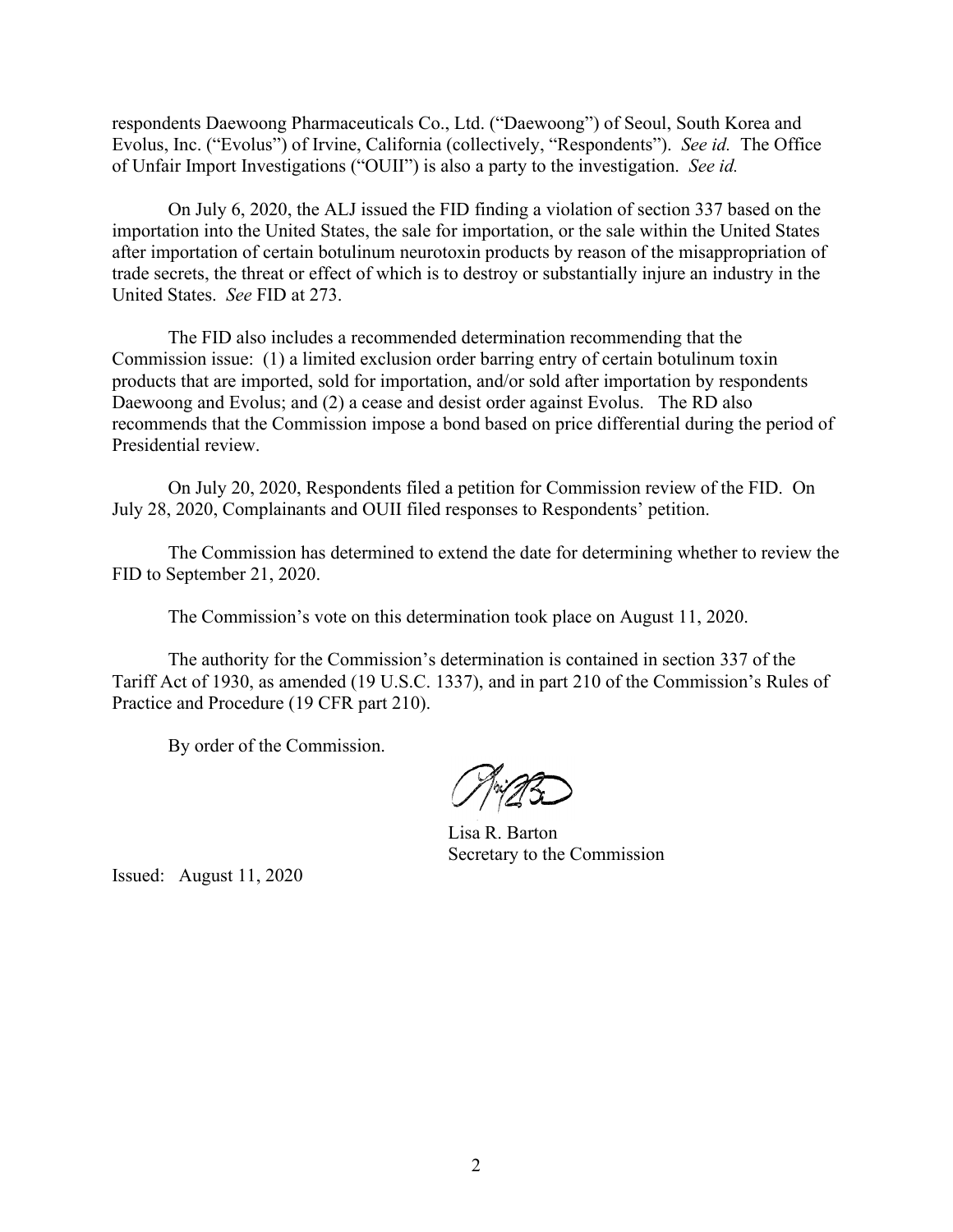respondents Daewoong Pharmaceuticals Co., Ltd. ("Daewoong") of Seoul, South Korea and Evolus, Inc. ("Evolus") of Irvine, California (collectively, "Respondents"). *See id.* The Office of Unfair Import Investigations ("OUII") is also a party to the investigation. *See id.*

On July 6, 2020, the ALJ issued the FID finding a violation of section 337 based on the importation into the United States, the sale for importation, or the sale within the United States after importation of certain botulinum neurotoxin products by reason of the misappropriation of trade secrets, the threat or effect of which is to destroy or substantially injure an industry in the United States. *See* FID at 273.

The FID also includes a recommended determination recommending that the Commission issue: (1) a limited exclusion order barring entry of certain botulinum toxin products that are imported, sold for importation, and/or sold after importation by respondents Daewoong and Evolus; and (2) a cease and desist order against Evolus. The RD also recommends that the Commission impose a bond based on price differential during the period of Presidential review.

On July 20, 2020, Respondents filed a petition for Commission review of the FID. On July 28, 2020, Complainants and OUII filed responses to Respondents' petition.

The Commission has determined to extend the date for determining whether to review the FID to September 21, 2020.

The Commission's vote on this determination took place on August 11, 2020.

The authority for the Commission's determination is contained in section 337 of the Tariff Act of 1930, as amended (19 U.S.C. 1337), and in part 210 of the Commission's Rules of Practice and Procedure (19 CFR part 210).

By order of the Commission.

Lisa R. Barton
Secretary to the Commission

Issued: August 11, 2020